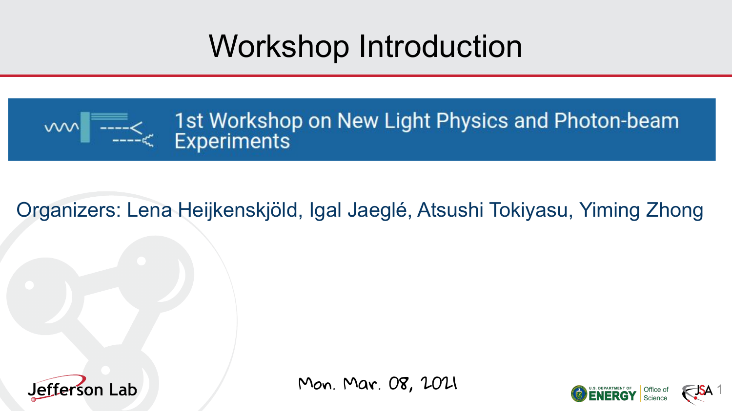# Workshop Introduction

## 1st Workshop on New Light Physics and Photon-beam Experiments

Organizers: Lena Heijkenskjöld, Igal Jaeglé, Atsushi Tokiyasu, Yiming Zhong

Jefferson Lab

Mon. Mar. 08, 2021

U.S. DEPARTMENT OF ENERGY | Office of Science

JSA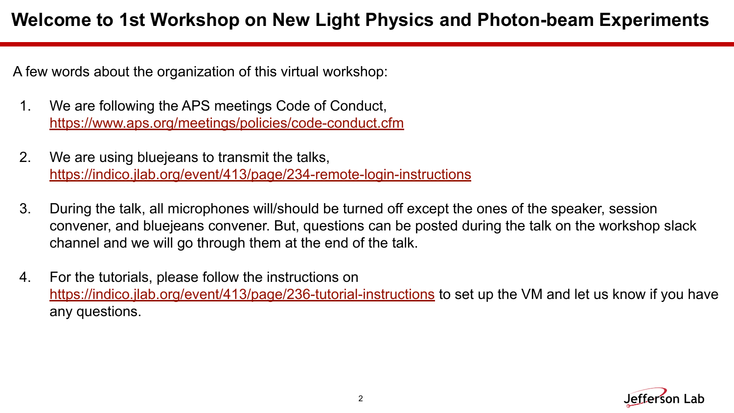# Welcome to 1st Workshop on New Light Physics and Photon-beam Experiments

A few words about the organization of this virtual workshop:

1. We are following the APS meetings Code of Conduct, https://www.aps.org/meetings/policies/code-conduct.cfm

2. We are using bluejeans to transmit the talks, https://indico.jlab.org/event/413/page/234-remote-login-instructions

3. During the talk, all microphones will/should be turned off except the ones of the speaker, session convener, and bluejeans convener. But, questions can be posted during the talk on the workshop slack channel and we will go through them at the end of the talk.

4. For the tutorials, please follow the instructions on https://indico.jlab.org/event/413/page/236-tutorial-instructions to set up the VM and let us know if you have any questions.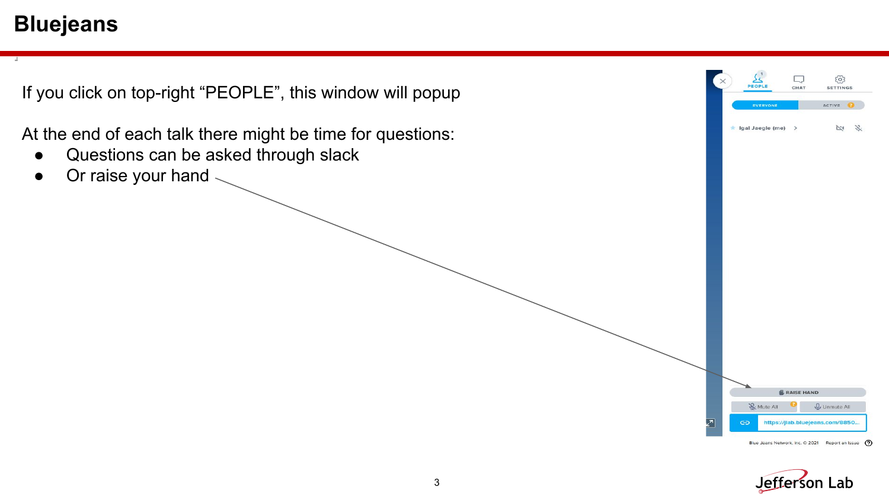# Bluejeans

If you click on top-right “PEOPLE”, this window will popup

At the end of each talk there might be time for questions:

- Questions can be asked through slack
- Or raise your hand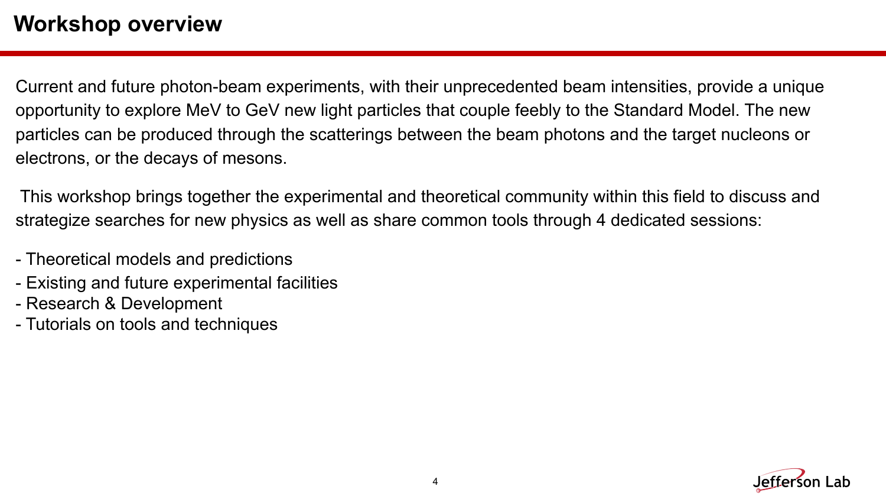# Workshop overview

Current and future photon-beam experiments, with their unprecedented beam intensities, provide a unique opportunity to explore MeV to GeV new light particles that couple feebly to the Standard Model. The new particles can be produced through the scatterings between the beam photons and the target nucleons or electrons, or the decays of mesons.

This workshop brings together the experimental and theoretical community within this field to discuss and strategize searches for new physics as well as share common tools through 4 dedicated sessions:

- Theoretical models and predictions
- Existing and future experimental facilities
- Research & Development
- Tutorials on tools and techniques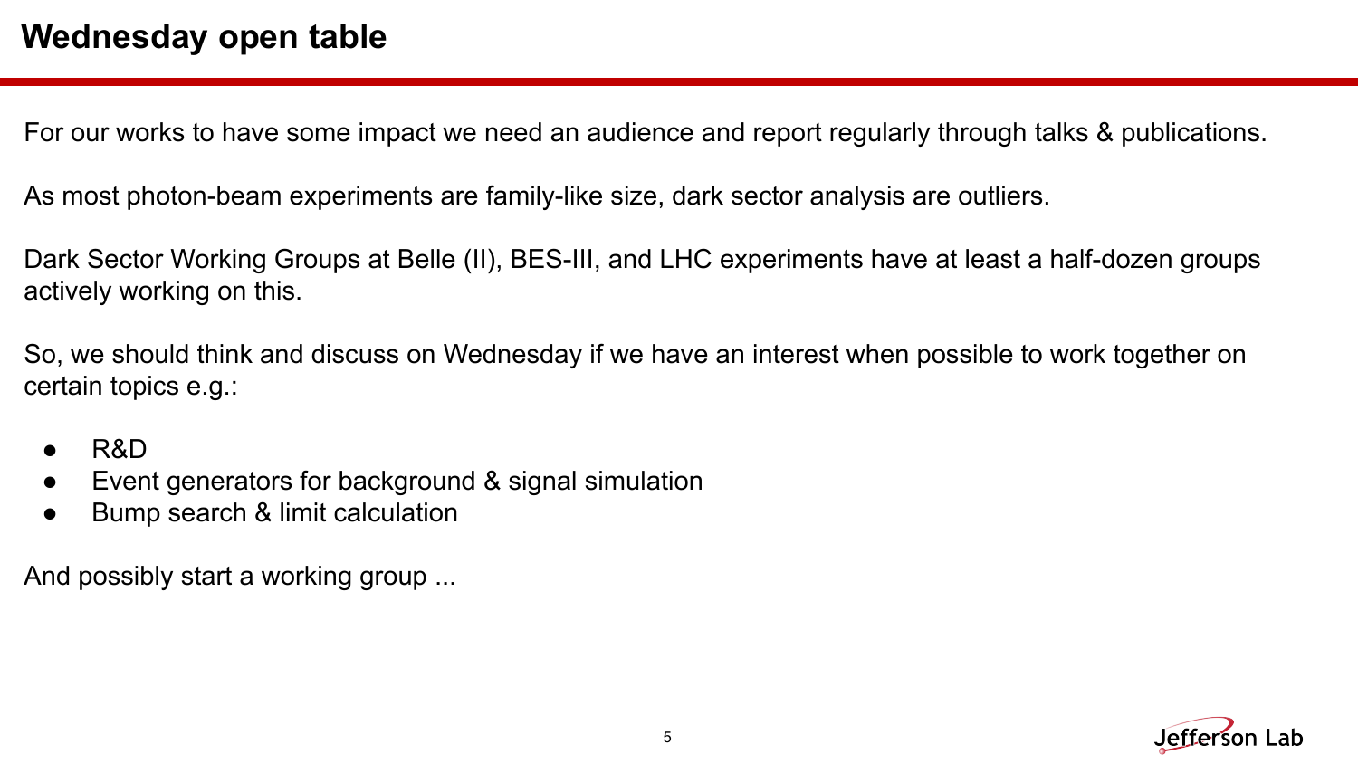# Wednesday open table

For our works to have some impact we need an audience and report regularly through talks & publications.

As most photon-beam experiments are family-like size, dark sector analysis are outliers.

Dark Sector Working Groups at Belle (II), BES-III, and LHC experiments have at least a half-dozen groups actively working on this.

So, we should think and discuss on Wednesday if we have an interest when possible to work together on certain topics e.g.:

- R&D
- Event generators for background & signal simulation
- Bump search & limit calculation

And possibly start a working group ...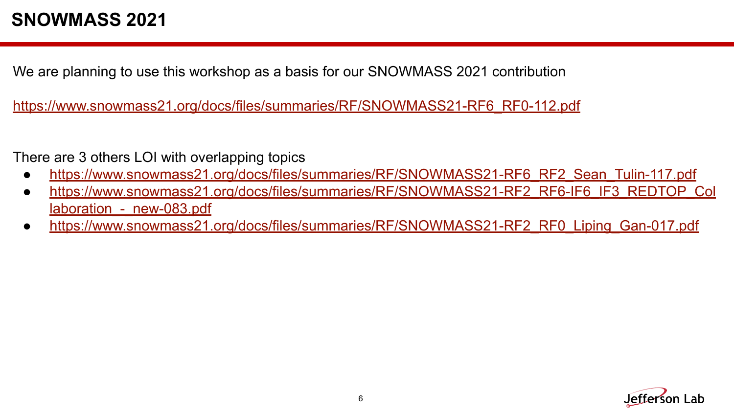# SNOWMASS 2021

We are planning to use this workshop as a basis for our SNOWMASS 2021 contribution

https://www.snowmass21.org/docs/files/summaries/RF/SNOWMASS21-RF6_RF0-112.pdf

There are 3 others LOI with overlapping topics

- https://www.snowmass21.org/docs/files/summaries/RF/SNOWMASS21-RF6_RF2_Sean_Tulin-117.pdf
- https://www.snowmass21.org/docs/files/summaries/RF/SNOWMASS21-RF2_RF6-IF6_IF3_REDTOP_Collaboration_-_new-083.pdf
- https://www.snowmass21.org/docs/files/summaries/RF/SNOWMASS21-RF2_RF0_Liping_Gan-017.pdf